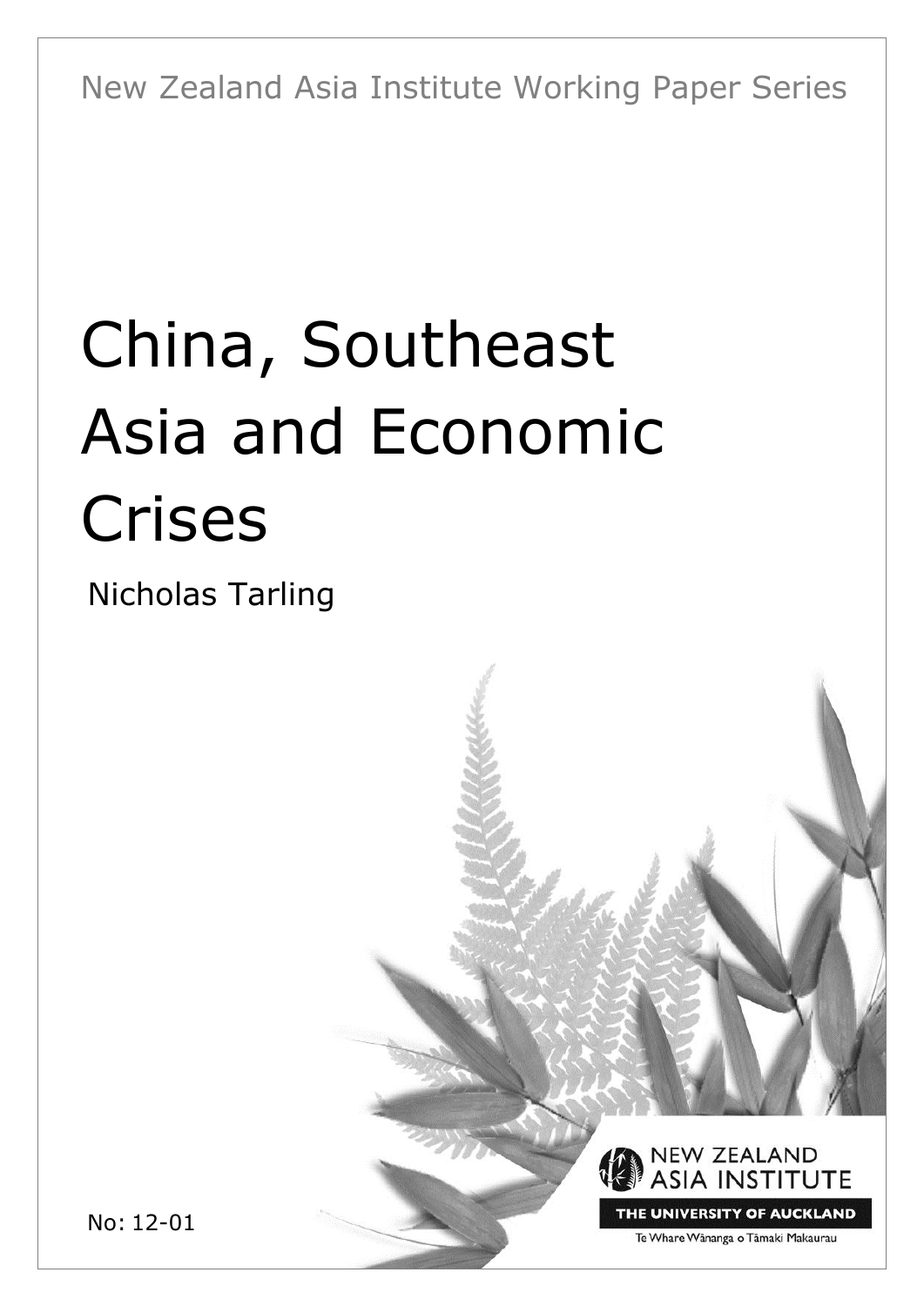New Zealand Asia Institute Working Paper Series

# China, Southeast Asia and Economic Crises

Nicholas Tarling

NEW ZEALAND ASIA INSTITUTE

THE UNIVERSITY OF AUCKLAND

Te Whare Wānanga o Tāmaki Makaurau

No: 12-01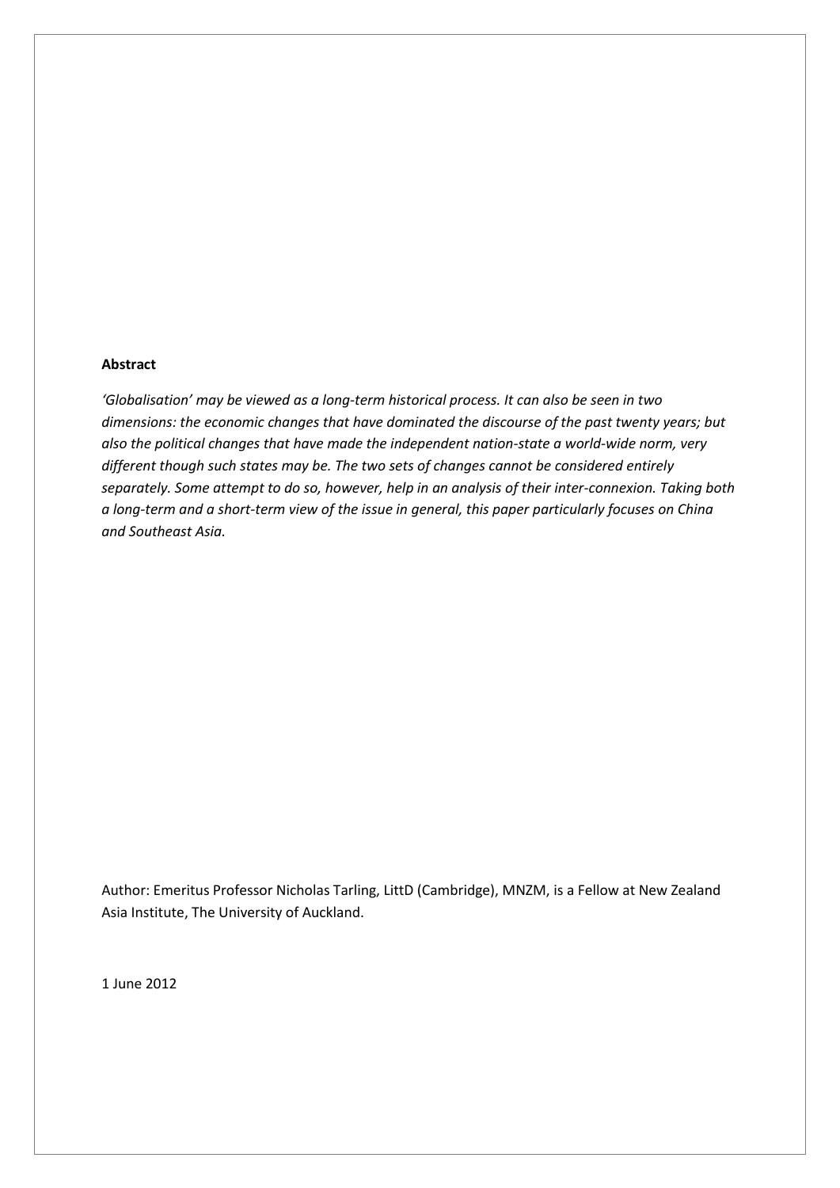**Abstract**

*'Globalisation' may be viewed as a long-term historical process. It can also be seen in two dimensions: the economic changes that have dominated the discourse of the past twenty years; but also the political changes that have made the independent nation-state a world-wide norm, very different though such states may be. The two sets of changes cannot be considered entirely separately. Some attempt to do so, however, help in an analysis of their inter-connexion. Taking both a long-term and a short-term view of the issue in general, this paper particularly focuses on China and Southeast Asia.*

Author: Emeritus Professor Nicholas Tarling, LittD (Cambridge), MNZM, is a Fellow at New Zealand Asia Institute, The University of Auckland.

1 June 2012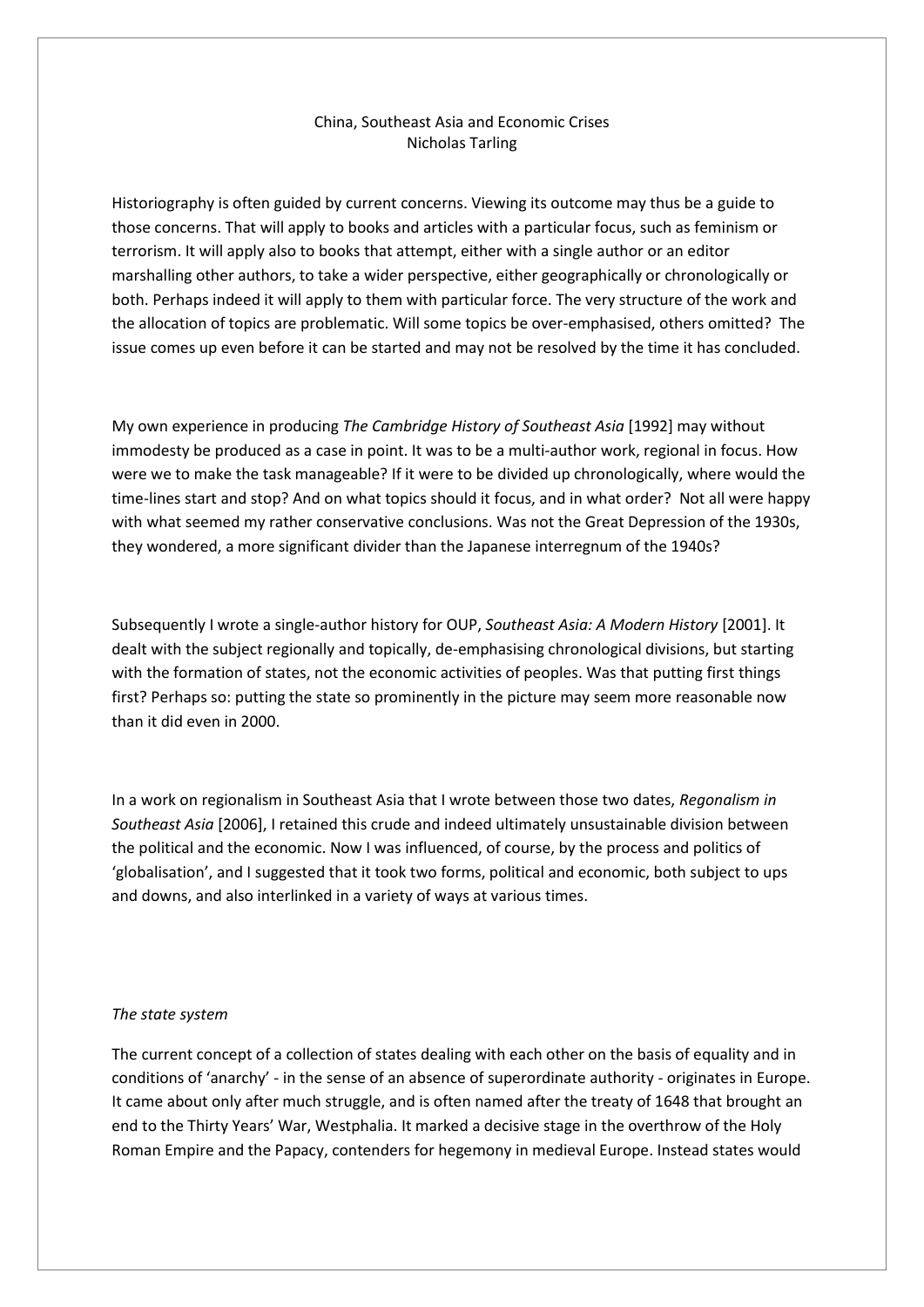China, Southeast Asia and Economic Crises
Nicholas Tarling

Historiography is often guided by current concerns. Viewing its outcome may thus be a guide to those concerns. That will apply to books and articles with a particular focus, such as feminism or terrorism. It will apply also to books that attempt, either with a single author or an editor marshalling other authors, to take a wider perspective, either geographically or chronologically or both. Perhaps indeed it will apply to them with particular force. The very structure of the work and the allocation of topics are problematic. Will some topics be over-emphasised, others omitted? The issue comes up even before it can be started and may not be resolved by the time it has concluded.

My own experience in producing *The Cambridge History of Southeast Asia* [1992] may without immodesty be produced as a case in point. It was to be a multi-author work, regional in focus. How were we to make the task manageable? If it were to be divided up chronologically, where would the time-lines start and stop? And on what topics should it focus, and in what order? Not all were happy with what seemed my rather conservative conclusions. Was not the Great Depression of the 1930s, they wondered, a more significant divider than the Japanese interregnum of the 1940s?

Subsequently I wrote a single-author history for OUP, *Southeast Asia: A Modern History* [2001]. It dealt with the subject regionally and topically, de-emphasising chronological divisions, but starting with the formation of states, not the economic activities of peoples. Was that putting first things first? Perhaps so: putting the state so prominently in the picture may seem more reasonable now than it did even in 2000.

In a work on regionalism in Southeast Asia that I wrote between those two dates, *Regonalism in Southeast Asia* [2006], I retained this crude and indeed ultimately unsustainable division between the political and the economic. Now I was influenced, of course, by the process and politics of 'globalisation', and I suggested that it took two forms, political and economic, both subject to ups and downs, and also interlinked in a variety of ways at various times.

*The state system*

The current concept of a collection of states dealing with each other on the basis of equality and in conditions of 'anarchy' - in the sense of an absence of superordinate authority - originates in Europe. It came about only after much struggle, and is often named after the treaty of 1648 that brought an end to the Thirty Years' War, Westphalia. It marked a decisive stage in the overthrow of the Holy Roman Empire and the Papacy, contenders for hegemony in medieval Europe. Instead states would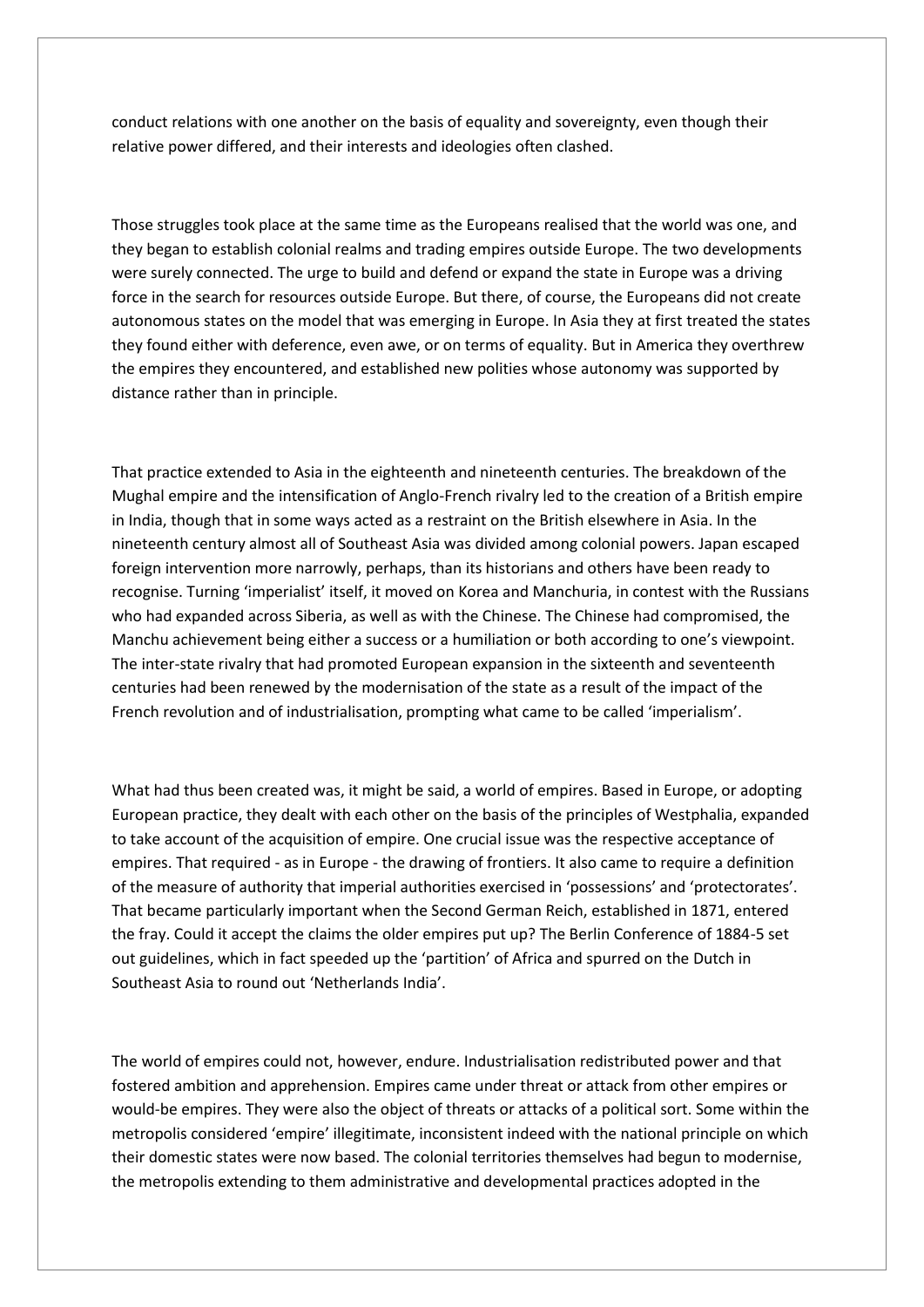conduct relations with one another on the basis of equality and sovereignty, even though their relative power differed, and their interests and ideologies often clashed.

Those struggles took place at the same time as the Europeans realised that the world was one, and they began to establish colonial realms and trading empires outside Europe. The two developments were surely connected. The urge to build and defend or expand the state in Europe was a driving force in the search for resources outside Europe. But there, of course, the Europeans did not create autonomous states on the model that was emerging in Europe. In Asia they at first treated the states they found either with deference, even awe, or on terms of equality. But in America they overthrew the empires they encountered, and established new polities whose autonomy was supported by distance rather than in principle.

That practice extended to Asia in the eighteenth and nineteenth centuries. The breakdown of the Mughal empire and the intensification of Anglo-French rivalry led to the creation of a British empire in India, though that in some ways acted as a restraint on the British elsewhere in Asia. In the nineteenth century almost all of Southeast Asia was divided among colonial powers. Japan escaped foreign intervention more narrowly, perhaps, than its historians and others have been ready to recognise. Turning 'imperialist' itself, it moved on Korea and Manchuria, in contest with the Russians who had expanded across Siberia, as well as with the Chinese. The Chinese had compromised, the Manchu achievement being either a success or a humiliation or both according to one's viewpoint. The inter-state rivalry that had promoted European expansion in the sixteenth and seventeenth centuries had been renewed by the modernisation of the state as a result of the impact of the French revolution and of industrialisation, prompting what came to be called 'imperialism'.

What had thus been created was, it might be said, a world of empires. Based in Europe, or adopting European practice, they dealt with each other on the basis of the principles of Westphalia, expanded to take account of the acquisition of empire. One crucial issue was the respective acceptance of empires. That required - as in Europe - the drawing of frontiers. It also came to require a definition of the measure of authority that imperial authorities exercised in 'possessions' and 'protectorates'. That became particularly important when the Second German Reich, established in 1871, entered the fray. Could it accept the claims the older empires put up? The Berlin Conference of 1884-5 set out guidelines, which in fact speeded up the 'partition' of Africa and spurred on the Dutch in Southeast Asia to round out 'Netherlands India'.

The world of empires could not, however, endure. Industrialisation redistributed power and that fostered ambition and apprehension. Empires came under threat or attack from other empires or would-be empires. They were also the object of threats or attacks of a political sort. Some within the metropolis considered 'empire' illegitimate, inconsistent indeed with the national principle on which their domestic states were now based. The colonial territories themselves had begun to modernise, the metropolis extending to them administrative and developmental practices adopted in the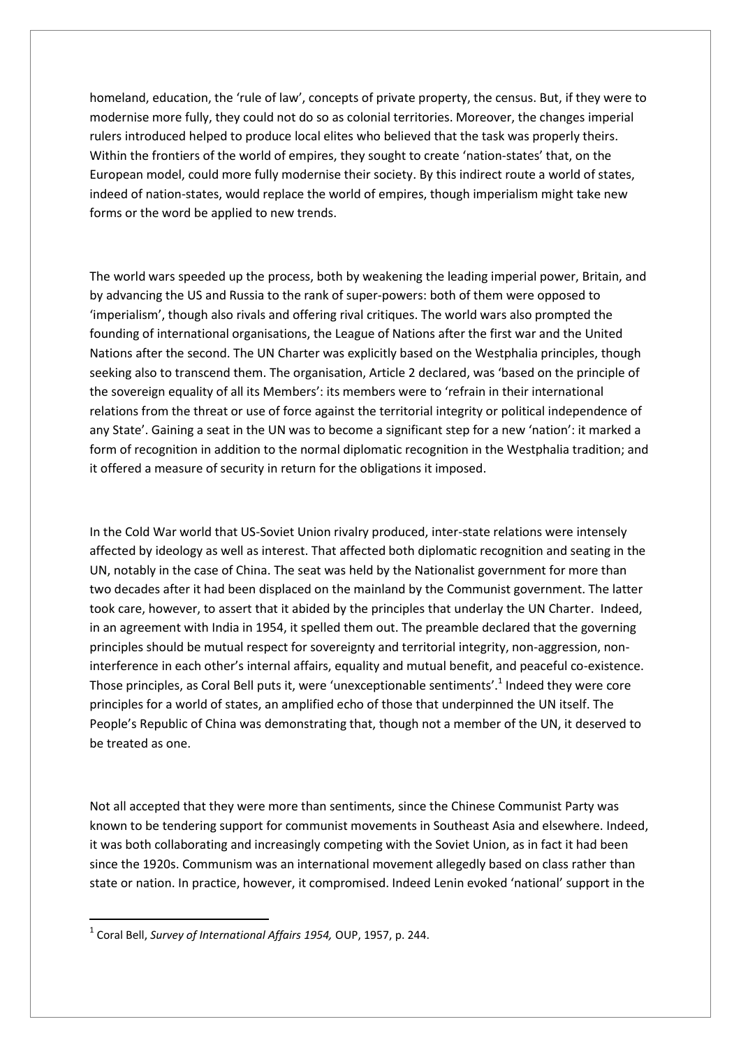homeland, education, the 'rule of law', concepts of private property, the census. But, if they were to modernise more fully, they could not do so as colonial territories. Moreover, the changes imperial rulers introduced helped to produce local elites who believed that the task was properly theirs. Within the frontiers of the world of empires, they sought to create 'nation-states' that, on the European model, could more fully modernise their society. By this indirect route a world of states, indeed of nation-states, would replace the world of empires, though imperialism might take new forms or the word be applied to new trends.

The world wars speeded up the process, both by weakening the leading imperial power, Britain, and by advancing the US and Russia to the rank of super-powers: both of them were opposed to 'imperialism', though also rivals and offering rival critiques. The world wars also prompted the founding of international organisations, the League of Nations after the first war and the United Nations after the second. The UN Charter was explicitly based on the Westphalia principles, though seeking also to transcend them. The organisation, Article 2 declared, was 'based on the principle of the sovereign equality of all its Members': its members were to 'refrain in their international relations from the threat or use of force against the territorial integrity or political independence of any State'. Gaining a seat in the UN was to become a significant step for a new 'nation': it marked a form of recognition in addition to the normal diplomatic recognition in the Westphalia tradition; and it offered a measure of security in return for the obligations it imposed.

In the Cold War world that US-Soviet Union rivalry produced, inter-state relations were intensely affected by ideology as well as interest. That affected both diplomatic recognition and seating in the UN, notably in the case of China. The seat was held by the Nationalist government for more than two decades after it had been displaced on the mainland by the Communist government. The latter took care, however, to assert that it abided by the principles that underlay the UN Charter. Indeed, in an agreement with India in 1954, it spelled them out. The preamble declared that the governing principles should be mutual respect for sovereignty and territorial integrity, non-aggression, non-interference in each other's internal affairs, equality and mutual benefit, and peaceful co-existence. Those principles, as Coral Bell puts it, were 'unexceptionable sentiments'.[1] Indeed they were core principles for a world of states, an amplified echo of those that underpinned the UN itself. The People's Republic of China was demonstrating that, though not a member of the UN, it deserved to be treated as one.

Not all accepted that they were more than sentiments, since the Chinese Communist Party was known to be tendering support for communist movements in Southeast Asia and elsewhere. Indeed, it was both collaborating and increasingly competing with the Soviet Union, as in fact it had been since the 1920s. Communism was an international movement allegedly based on class rather than state or nation. In practice, however, it compromised. Indeed Lenin evoked 'national' support in the

[1] Coral Bell, *Survey of International Affairs 1954,* OUP, 1957, p. 244.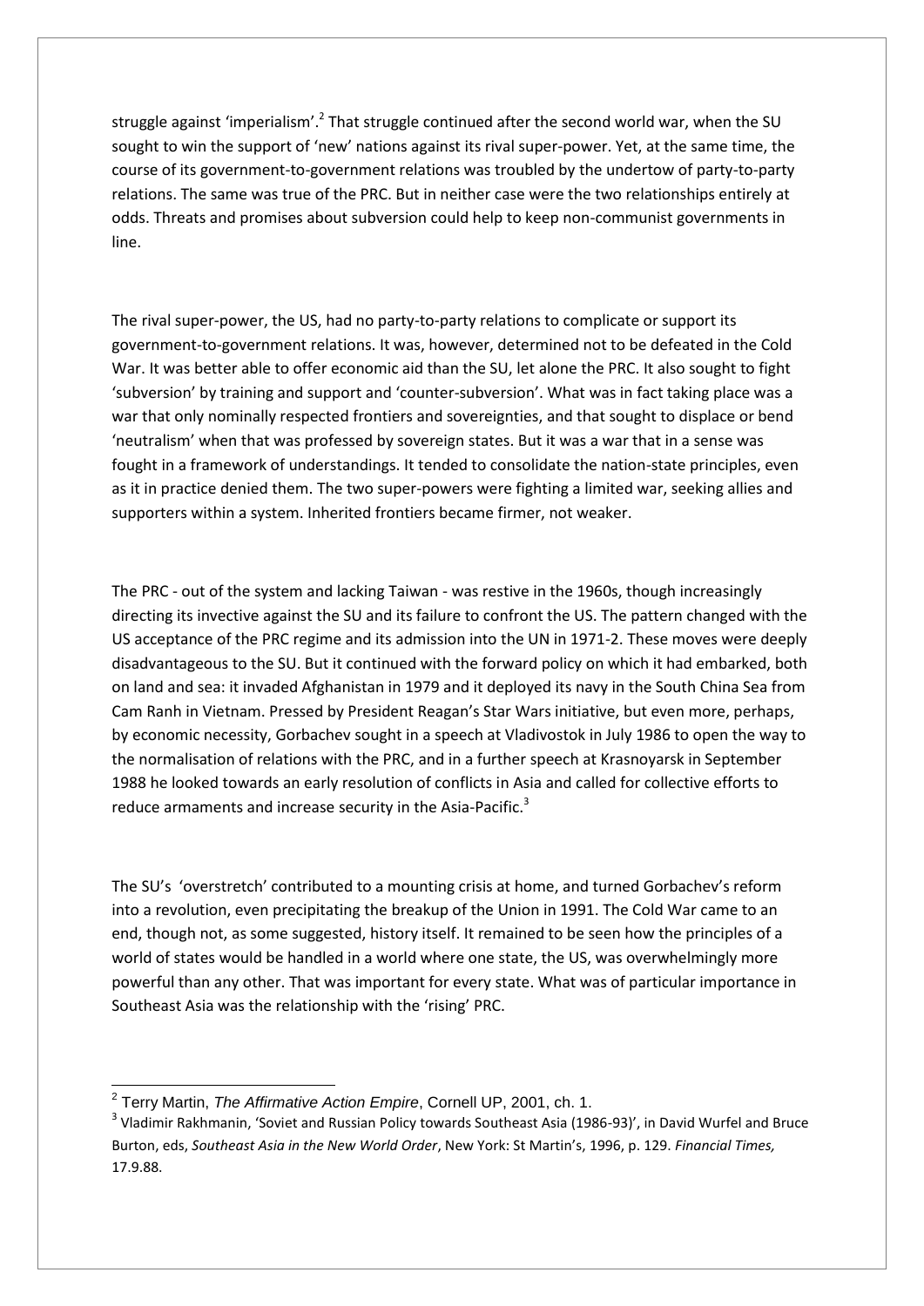struggle against 'imperialism'.[2] That struggle continued after the second world war, when the SU sought to win the support of 'new' nations against its rival super-power. Yet, at the same time, the course of its government-to-government relations was troubled by the undertow of party-to-party relations. The same was true of the PRC. But in neither case were the two relationships entirely at odds. Threats and promises about subversion could help to keep non-communist governments in line.

The rival super-power, the US, had no party-to-party relations to complicate or support its government-to-government relations. It was, however, determined not to be defeated in the Cold War. It was better able to offer economic aid than the SU, let alone the PRC. It also sought to fight 'subversion' by training and support and 'counter-subversion'. What was in fact taking place was a war that only nominally respected frontiers and sovereignties, and that sought to displace or bend 'neutralism' when that was professed by sovereign states. But it was a war that in a sense was fought in a framework of understandings. It tended to consolidate the nation-state principles, even as it in practice denied them. The two super-powers were fighting a limited war, seeking allies and supporters within a system. Inherited frontiers became firmer, not weaker.

The PRC - out of the system and lacking Taiwan - was restive in the 1960s, though increasingly directing its invective against the SU and its failure to confront the US. The pattern changed with the US acceptance of the PRC regime and its admission into the UN in 1971-2. These moves were deeply disadvantageous to the SU. But it continued with the forward policy on which it had embarked, both on land and sea: it invaded Afghanistan in 1979 and it deployed its navy in the South China Sea from Cam Ranh in Vietnam. Pressed by President Reagan's Star Wars initiative, but even more, perhaps, by economic necessity, Gorbachev sought in a speech at Vladivostok in July 1986 to open the way to the normalisation of relations with the PRC, and in a further speech at Krasnoyarsk in September 1988 he looked towards an early resolution of conflicts in Asia and called for collective efforts to reduce armaments and increase security in the Asia-Pacific.[3]

The SU's 'overstretch' contributed to a mounting crisis at home, and turned Gorbachev's reform into a revolution, even precipitating the breakup of the Union in 1991. The Cold War came to an end, though not, as some suggested, history itself. It remained to be seen how the principles of a world of states would be handled in a world where one state, the US, was overwhelmingly more powerful than any other. That was important for every state. What was of particular importance in Southeast Asia was the relationship with the 'rising' PRC.

---

[2] Terry Martin, *The Affirmative Action Empire*, Cornell UP, 2001, ch. 1.

[3] Vladimir Rakhmanin, 'Soviet and Russian Policy towards Southeast Asia (1986-93)', in David Wurfel and Bruce Burton, eds, *Southeast Asia in the New World Order*, New York: St Martin's, 1996, p. 129. *Financial Times,* 17.9.88.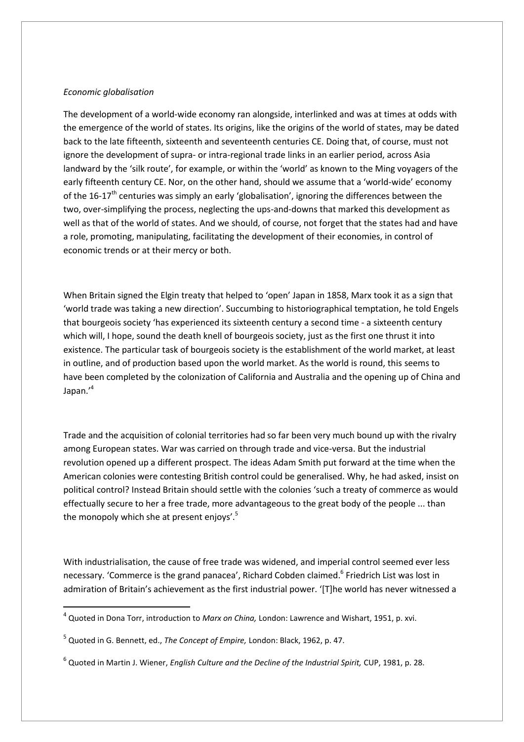*Economic globalisation*

The development of a world-wide economy ran alongside, interlinked and was at times at odds with the emergence of the world of states. Its origins, like the origins of the world of states, may be dated back to the late fifteenth, sixteenth and seventeenth centuries CE. Doing that, of course, must not ignore the development of supra- or intra-regional trade links in an earlier period, across Asia landward by the 'silk route', for example, or within the 'world' as known to the Ming voyagers of the early fifteenth century CE. Nor, on the other hand, should we assume that a 'world-wide' economy of the 16-17th centuries was simply an early 'globalisation', ignoring the differences between the two, over-simplifying the process, neglecting the ups-and-downs that marked this development as well as that of the world of states. And we should, of course, not forget that the states had and have a role, promoting, manipulating, facilitating the development of their economies, in control of economic trends or at their mercy or both.

When Britain signed the Elgin treaty that helped to 'open' Japan in 1858, Marx took it as a sign that 'world trade was taking a new direction'. Succumbing to historiographical temptation, he told Engels that bourgeois society 'has experienced its sixteenth century a second time - a sixteenth century which will, I hope, sound the death knell of bourgeois society, just as the first one thrust it into existence. The particular task of bourgeois society is the establishment of the world market, at least in outline, and of production based upon the world market. As the world is round, this seems to have been completed by the colonization of California and Australia and the opening up of China and Japan.'[4]

Trade and the acquisition of colonial territories had so far been very much bound up with the rivalry among European states. War was carried on through trade and vice-versa. But the industrial revolution opened up a different prospect. The ideas Adam Smith put forward at the time when the American colonies were contesting British control could be generalised. Why, he had asked, insist on political control? Instead Britain should settle with the colonies 'such a treaty of commerce as would effectually secure to her a free trade, more advantageous to the great body of the people ... than the monopoly which she at present enjoys'.[5]

With industrialisation, the cause of free trade was widened, and imperial control seemed ever less necessary. 'Commerce is the grand panacea', Richard Cobden claimed.[6] Friedrich List was lost in admiration of Britain's achievement as the first industrial power. '[T]he world has never witnessed a

---

[4] Quoted in Dona Torr, introduction to *Marx on China,* London: Lawrence and Wishart, 1951, p. xvi.

[5] Quoted in G. Bennett, ed., *The Concept of Empire,* London: Black, 1962, p. 47.

[6] Quoted in Martin J. Wiener, *English Culture and the Decline of the Industrial Spirit,* CUP, 1981, p. 28.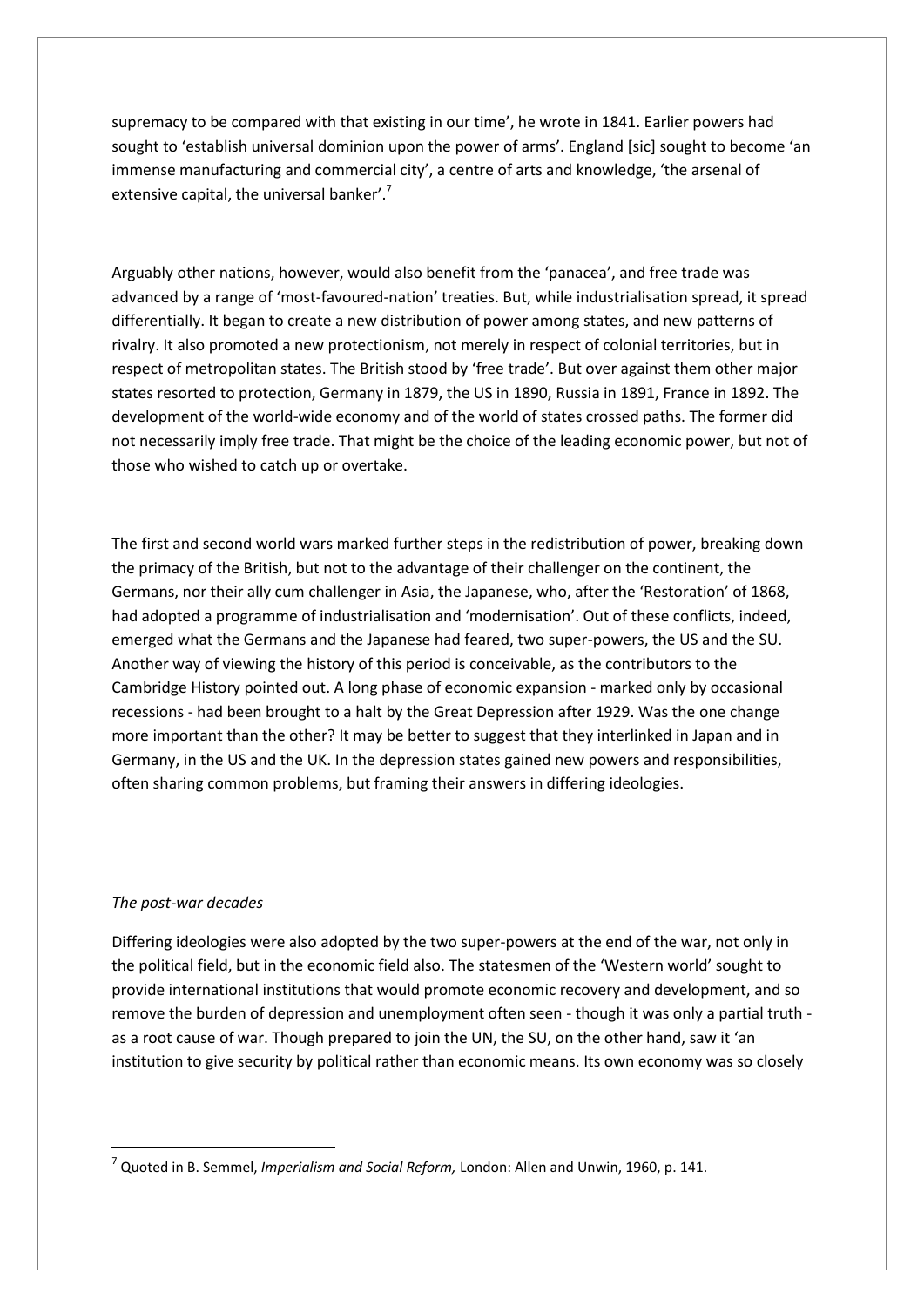supremacy to be compared with that existing in our time', he wrote in 1841. Earlier powers had sought to 'establish universal dominion upon the power of arms'. England [sic] sought to become 'an immense manufacturing and commercial city', a centre of arts and knowledge, 'the arsenal of extensive capital, the universal banker'.[7]

Arguably other nations, however, would also benefit from the 'panacea', and free trade was advanced by a range of 'most-favoured-nation' treaties. But, while industrialisation spread, it spread differentially. It began to create a new distribution of power among states, and new patterns of rivalry. It also promoted a new protectionism, not merely in respect of colonial territories, but in respect of metropolitan states. The British stood by 'free trade'. But over against them other major states resorted to protection, Germany in 1879, the US in 1890, Russia in 1891, France in 1892. The development of the world-wide economy and of the world of states crossed paths. The former did not necessarily imply free trade. That might be the choice of the leading economic power, but not of those who wished to catch up or overtake.

The first and second world wars marked further steps in the redistribution of power, breaking down the primacy of the British, but not to the advantage of their challenger on the continent, the Germans, nor their ally cum challenger in Asia, the Japanese, who, after the 'Restoration' of 1868, had adopted a programme of industrialisation and 'modernisation'. Out of these conflicts, indeed, emerged what the Germans and the Japanese had feared, two super-powers, the US and the SU. Another way of viewing the history of this period is conceivable, as the contributors to the Cambridge History pointed out. A long phase of economic expansion - marked only by occasional recessions - had been brought to a halt by the Great Depression after 1929. Was the one change more important than the other? It may be better to suggest that they interlinked in Japan and in Germany, in the US and the UK. In the depression states gained new powers and responsibilities, often sharing common problems, but framing their answers in differing ideologies.

*The post-war decades*

Differing ideologies were also adopted by the two super-powers at the end of the war, not only in the political field, but in the economic field also. The statesmen of the 'Western world' sought to provide international institutions that would promote economic recovery and development, and so remove the burden of depression and unemployment often seen - though it was only a partial truth - as a root cause of war. Though prepared to join the UN, the SU, on the other hand, saw it 'an institution to give security by political rather than economic means. Its own economy was so closely

[7] Quoted in B. Semmel, *Imperialism and Social Reform,* London: Allen and Unwin, 1960, p. 141.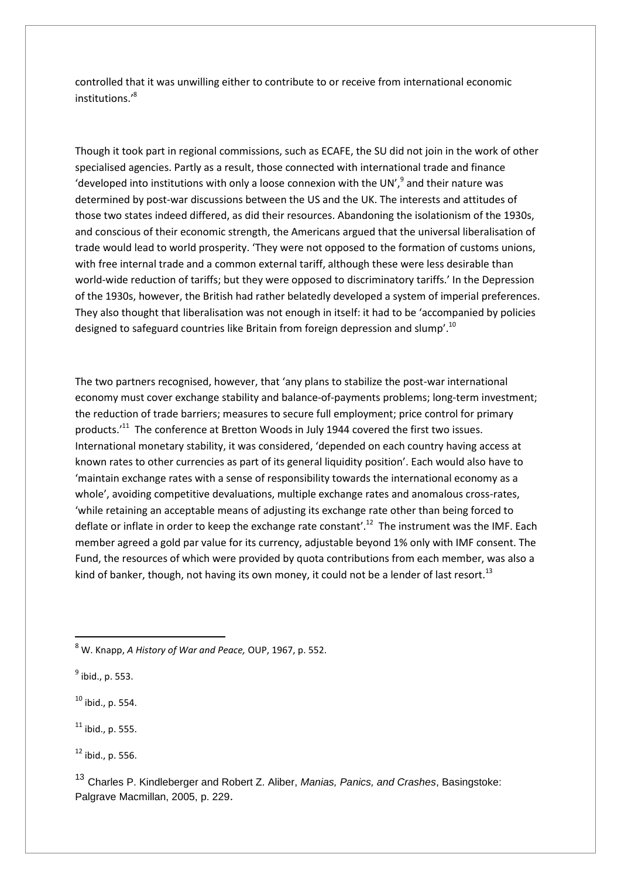controlled that it was unwilling either to contribute to or receive from international economic institutions.'[8]

Though it took part in regional commissions, such as ECAFE, the SU did not join in the work of other specialised agencies. Partly as a result, those connected with international trade and finance 'developed into institutions with only a loose connexion with the UN',[9] and their nature was determined by post-war discussions between the US and the UK. The interests and attitudes of those two states indeed differed, as did their resources. Abandoning the isolationism of the 1930s, and conscious of their economic strength, the Americans argued that the universal liberalisation of trade would lead to world prosperity. 'They were not opposed to the formation of customs unions, with free internal trade and a common external tariff, although these were less desirable than world-wide reduction of tariffs; but they were opposed to discriminatory tariffs.' In the Depression of the 1930s, however, the British had rather belatedly developed a system of imperial preferences. They also thought that liberalisation was not enough in itself: it had to be 'accompanied by policies designed to safeguard countries like Britain from foreign depression and slump'.[10]

The two partners recognised, however, that 'any plans to stabilize the post-war international economy must cover exchange stability and balance-of-payments problems; long-term investment; the reduction of trade barriers; measures to secure full employment; price control for primary products.'[11] The conference at Bretton Woods in July 1944 covered the first two issues. International monetary stability, it was considered, 'depended on each country having access at known rates to other currencies as part of its general liquidity position'. Each would also have to 'maintain exchange rates with a sense of responsibility towards the international economy as a whole', avoiding competitive devaluations, multiple exchange rates and anomalous cross-rates, 'while retaining an acceptable means of adjusting its exchange rate other than being forced to deflate or inflate in order to keep the exchange rate constant'.[12] The instrument was the IMF. Each member agreed a gold par value for its currency, adjustable beyond 1% only with IMF consent. The Fund, the resources of which were provided by quota contributions from each member, was also a kind of banker, though, not having its own money, it could not be a lender of last resort.[13]

---

[8] W. Knapp, *A History of War and Peace,* OUP, 1967, p. 552.

[9] ibid., p. 553.

[10] ibid., p. 554.

[11] ibid., p. 555.

[12] ibid., p. 556.

[13] Charles P. Kindleberger and Robert Z. Aliber, *Manias, Panics, and Crashes*, Basingstoke: Palgrave Macmillan, 2005, p. 229.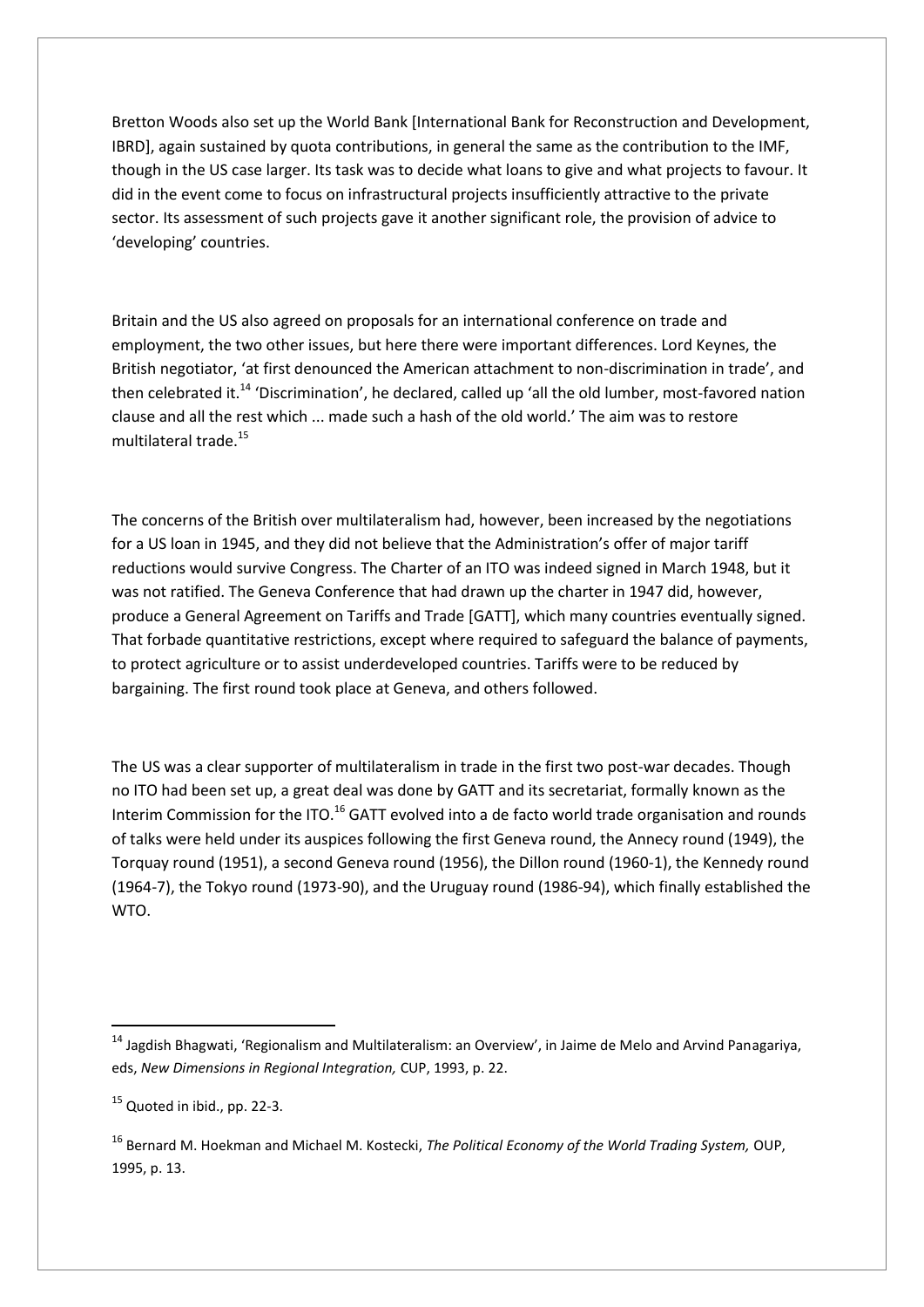Bretton Woods also set up the World Bank [International Bank for Reconstruction and Development, IBRD], again sustained by quota contributions, in general the same as the contribution to the IMF, though in the US case larger. Its task was to decide what loans to give and what projects to favour. It did in the event come to focus on infrastructural projects insufficiently attractive to the private sector. Its assessment of such projects gave it another significant role, the provision of advice to 'developing' countries.

Britain and the US also agreed on proposals for an international conference on trade and employment, the two other issues, but here there were important differences. Lord Keynes, the British negotiator, 'at first denounced the American attachment to non-discrimination in trade', and then celebrated it.[14] 'Discrimination', he declared, called up 'all the old lumber, most-favored nation clause and all the rest which ... made such a hash of the old world.' The aim was to restore multilateral trade.[15]

The concerns of the British over multilateralism had, however, been increased by the negotiations for a US loan in 1945, and they did not believe that the Administration's offer of major tariff reductions would survive Congress. The Charter of an ITO was indeed signed in March 1948, but it was not ratified. The Geneva Conference that had drawn up the charter in 1947 did, however, produce a General Agreement on Tariffs and Trade [GATT], which many countries eventually signed. That forbade quantitative restrictions, except where required to safeguard the balance of payments, to protect agriculture or to assist underdeveloped countries. Tariffs were to be reduced by bargaining. The first round took place at Geneva, and others followed.

The US was a clear supporter of multilateralism in trade in the first two post-war decades. Though no ITO had been set up, a great deal was done by GATT and its secretariat, formally known as the Interim Commission for the ITO.[16] GATT evolved into a de facto world trade organisation and rounds of talks were held under its auspices following the first Geneva round, the Annecy round (1949), the Torquay round (1951), a second Geneva round (1956), the Dillon round (1960-1), the Kennedy round (1964-7), the Tokyo round (1973-90), and the Uruguay round (1986-94), which finally established the WTO.

---

[14] Jagdish Bhagwati, 'Regionalism and Multilateralism: an Overview', in Jaime de Melo and Arvind Panagariya, eds, *New Dimensions in Regional Integration,* CUP, 1993, p. 22.

[15] Quoted in ibid., pp. 22-3.

[16] Bernard M. Hoekman and Michael M. Kostecki, *The Political Economy of the World Trading System,* OUP, 1995, p. 13.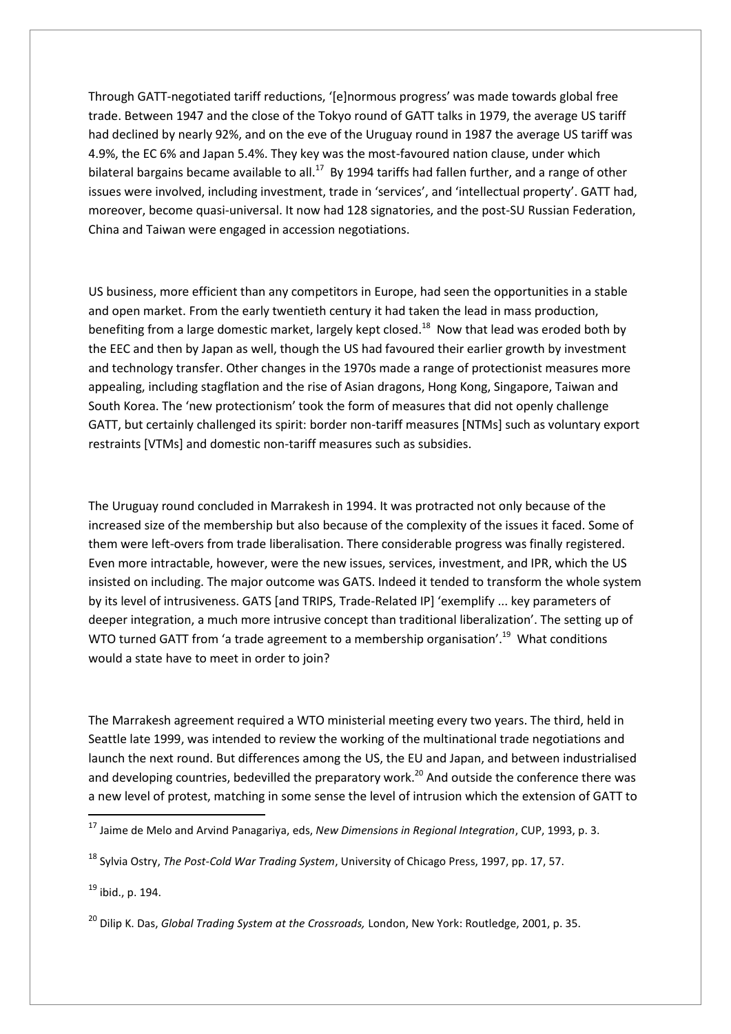Through GATT-negotiated tariff reductions, '[e]normous progress' was made towards global free trade. Between 1947 and the close of the Tokyo round of GATT talks in 1979, the average US tariff had declined by nearly 92%, and on the eve of the Uruguay round in 1987 the average US tariff was 4.9%, the EC 6% and Japan 5.4%. They key was the most-favoured nation clause, under which bilateral bargains became available to all.[17] By 1994 tariffs had fallen further, and a range of other issues were involved, including investment, trade in 'services', and 'intellectual property'. GATT had, moreover, become quasi-universal. It now had 128 signatories, and the post-SU Russian Federation, China and Taiwan were engaged in accession negotiations.

US business, more efficient than any competitors in Europe, had seen the opportunities in a stable and open market. From the early twentieth century it had taken the lead in mass production, benefiting from a large domestic market, largely kept closed.[18] Now that lead was eroded both by the EEC and then by Japan as well, though the US had favoured their earlier growth by investment and technology transfer. Other changes in the 1970s made a range of protectionist measures more appealing, including stagflation and the rise of Asian dragons, Hong Kong, Singapore, Taiwan and South Korea. The 'new protectionism' took the form of measures that did not openly challenge GATT, but certainly challenged its spirit: border non-tariff measures [NTMs] such as voluntary export restraints [VTMs] and domestic non-tariff measures such as subsidies.

The Uruguay round concluded in Marrakesh in 1994. It was protracted not only because of the increased size of the membership but also because of the complexity of the issues it faced. Some of them were left-overs from trade liberalisation. There considerable progress was finally registered. Even more intractable, however, were the new issues, services, investment, and IPR, which the US insisted on including. The major outcome was GATS. Indeed it tended to transform the whole system by its level of intrusiveness. GATS [and TRIPS, Trade-Related IP] 'exemplify ... key parameters of deeper integration, a much more intrusive concept than traditional liberalization'. The setting up of WTO turned GATT from 'a trade agreement to a membership organisation'.[19] What conditions would a state have to meet in order to join?

The Marrakesh agreement required a WTO ministerial meeting every two years. The third, held in Seattle late 1999, was intended to review the working of the multinational trade negotiations and launch the next round. But differences among the US, the EU and Japan, and between industrialised and developing countries, bedevilled the preparatory work.[20] And outside the conference there was a new level of protest, matching in some sense the level of intrusion which the extension of GATT to

---

[17] Jaime de Melo and Arvind Panagariya, eds, *New Dimensions in Regional Integration*, CUP, 1993, p. 3.

[18] Sylvia Ostry, *The Post-Cold War Trading System*, University of Chicago Press, 1997, pp. 17, 57.

[19] ibid., p. 194.

[20] Dilip K. Das, *Global Trading System at the Crossroads,* London, New York: Routledge, 2001, p. 35.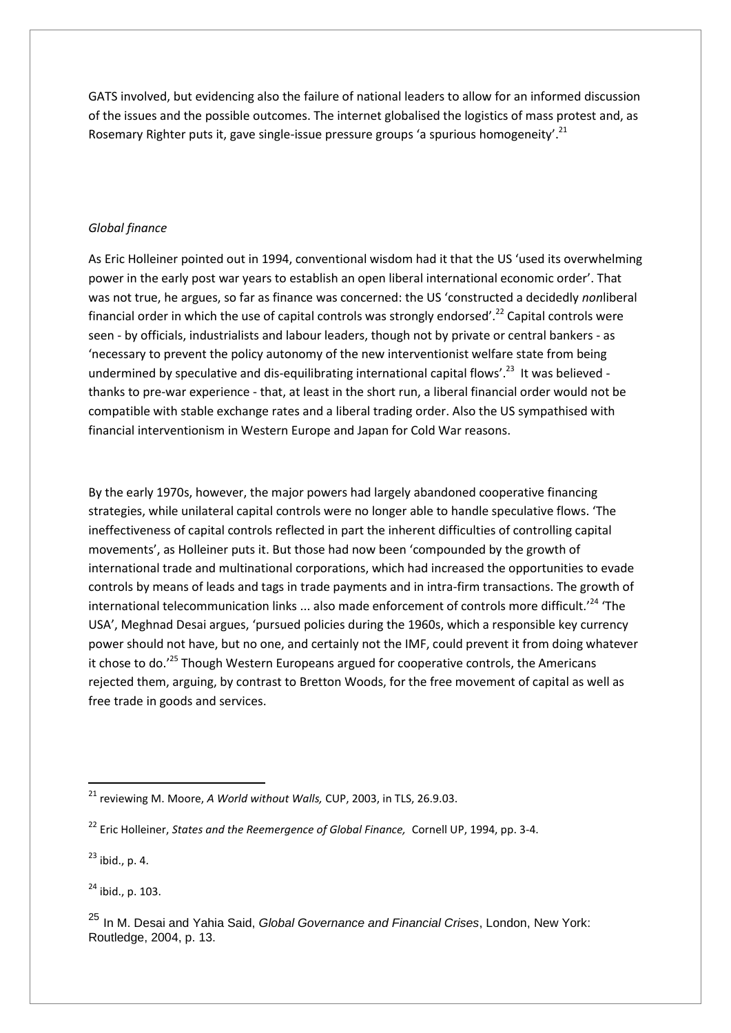GATS involved, but evidencing also the failure of national leaders to allow for an informed discussion of the issues and the possible outcomes. The internet globalised the logistics of mass protest and, as Rosemary Righter puts it, gave single-issue pressure groups 'a spurious homogeneity'.[21]

*Global finance*

As Eric Holleiner pointed out in 1994, conventional wisdom had it that the US 'used its overwhelming power in the early post war years to establish an open liberal international economic order'. That was not true, he argues, so far as finance was concerned: the US 'constructed a decidedly *non*liberal financial order in which the use of capital controls was strongly endorsed'.[22] Capital controls were seen - by officials, industrialists and labour leaders, though not by private or central bankers - as 'necessary to prevent the policy autonomy of the new interventionist welfare state from being undermined by speculative and dis-equilibrating international capital flows'.[23] It was believed - thanks to pre-war experience - that, at least in the short run, a liberal financial order would not be compatible with stable exchange rates and a liberal trading order. Also the US sympathised with financial interventionism in Western Europe and Japan for Cold War reasons.

By the early 1970s, however, the major powers had largely abandoned cooperative financing strategies, while unilateral capital controls were no longer able to handle speculative flows. 'The ineffectiveness of capital controls reflected in part the inherent difficulties of controlling capital movements', as Holleiner puts it. But those had now been 'compounded by the growth of international trade and multinational corporations, which had increased the opportunities to evade controls by means of leads and tags in trade payments and in intra-firm transactions. The growth of international telecommunication links ... also made enforcement of controls more difficult.'[24] 'The USA', Meghnad Desai argues, 'pursued policies during the 1960s, which a responsible key currency power should not have, but no one, and certainly not the IMF, could prevent it from doing whatever it chose to do.'[25] Though Western Europeans argued for cooperative controls, the Americans rejected them, arguing, by contrast to Bretton Woods, for the free movement of capital as well as free trade in goods and services.

---

[21] reviewing M. Moore, *A World without Walls,* CUP, 2003, in TLS, 26.9.03.

[22] Eric Holleiner, *States and the Reemergence of Global Finance,* Cornell UP, 1994, pp. 3-4.

[23] ibid., p. 4.

[24] ibid., p. 103.

[25] In M. Desai and Yahia Said, *Global Governance and Financial Crises*, London, New York: Routledge, 2004, p. 13.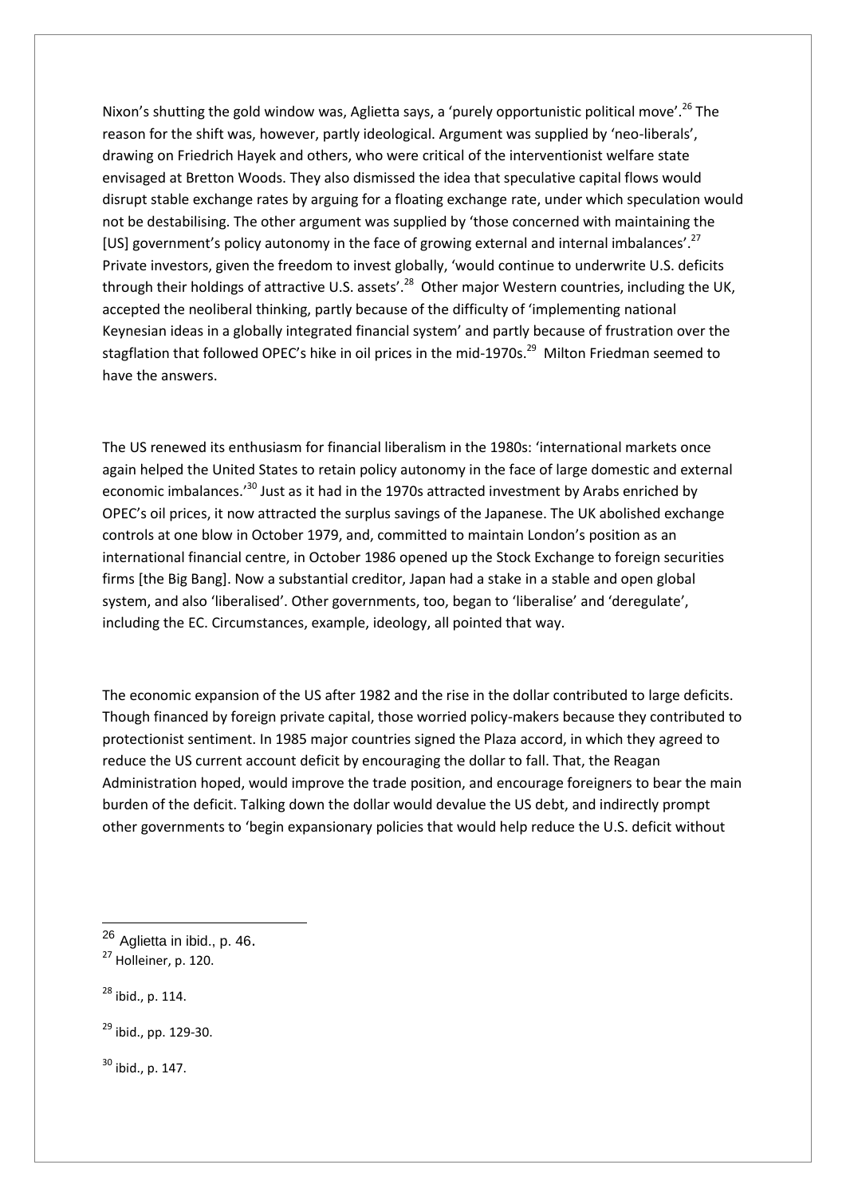Nixon's shutting the gold window was, Aglietta says, a 'purely opportunistic political move'.[26] The reason for the shift was, however, partly ideological. Argument was supplied by 'neo-liberals', drawing on Friedrich Hayek and others, who were critical of the interventionist welfare state envisaged at Bretton Woods. They also dismissed the idea that speculative capital flows would disrupt stable exchange rates by arguing for a floating exchange rate, under which speculation would not be destabilising. The other argument was supplied by 'those concerned with maintaining the [US] government's policy autonomy in the face of growing external and internal imbalances'.[27] Private investors, given the freedom to invest globally, 'would continue to underwrite U.S. deficits through their holdings of attractive U.S. assets'.[28] Other major Western countries, including the UK, accepted the neoliberal thinking, partly because of the difficulty of 'implementing national Keynesian ideas in a globally integrated financial system' and partly because of frustration over the stagflation that followed OPEC's hike in oil prices in the mid-1970s.[29] Milton Friedman seemed to have the answers.

The US renewed its enthusiasm for financial liberalism in the 1980s: 'international markets once again helped the United States to retain policy autonomy in the face of large domestic and external economic imbalances.'[30] Just as it had in the 1970s attracted investment by Arabs enriched by OPEC's oil prices, it now attracted the surplus savings of the Japanese. The UK abolished exchange controls at one blow in October 1979, and, committed to maintain London's position as an international financial centre, in October 1986 opened up the Stock Exchange to foreign securities firms [the Big Bang]. Now a substantial creditor, Japan had a stake in a stable and open global system, and also 'liberalised'. Other governments, too, began to 'liberalise' and 'deregulate', including the EC. Circumstances, example, ideology, all pointed that way.

The economic expansion of the US after 1982 and the rise in the dollar contributed to large deficits. Though financed by foreign private capital, those worried policy-makers because they contributed to protectionist sentiment. In 1985 major countries signed the Plaza accord, in which they agreed to reduce the US current account deficit by encouraging the dollar to fall. That, the Reagan Administration hoped, would improve the trade position, and encourage foreigners to bear the main burden of the deficit. Talking down the dollar would devalue the US debt, and indirectly prompt other governments to 'begin expansionary policies that would help reduce the U.S. deficit without

---

[26] Aglietta in ibid., p. 46.

[27] Holleiner, p. 120.

[28] ibid., p. 114.

[29] ibid., pp. 129-30.

[30] ibid., p. 147.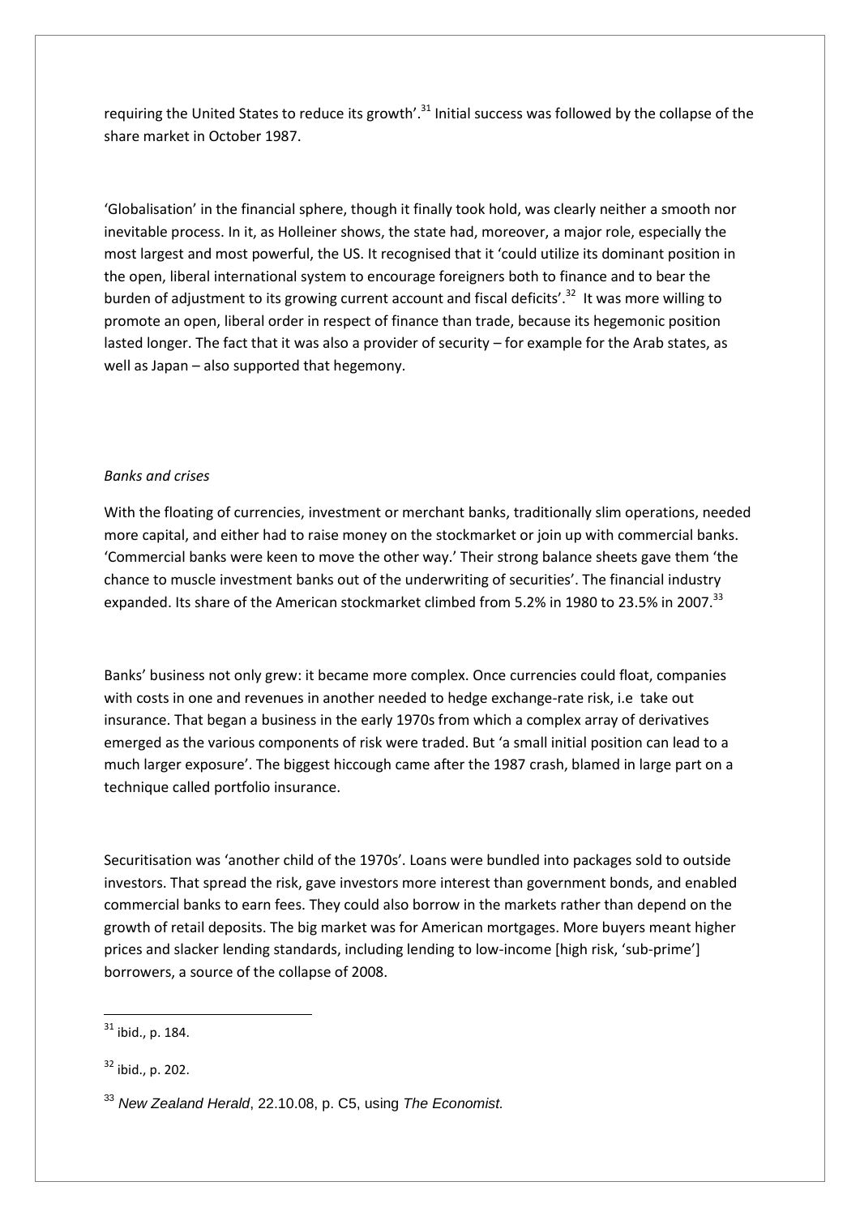requiring the United States to reduce its growth'.[31] Initial success was followed by the collapse of the share market in October 1987.

'Globalisation' in the financial sphere, though it finally took hold, was clearly neither a smooth nor inevitable process. In it, as Holleiner shows, the state had, moreover, a major role, especially the most largest and most powerful, the US. It recognised that it 'could utilize its dominant position in the open, liberal international system to encourage foreigners both to finance and to bear the burden of adjustment to its growing current account and fiscal deficits'.[32] It was more willing to promote an open, liberal order in respect of finance than trade, because its hegemonic position lasted longer. The fact that it was also a provider of security – for example for the Arab states, as well as Japan – also supported that hegemony.

*Banks and crises*

With the floating of currencies, investment or merchant banks, traditionally slim operations, needed more capital, and either had to raise money on the stockmarket or join up with commercial banks. 'Commercial banks were keen to move the other way.' Their strong balance sheets gave them 'the chance to muscle investment banks out of the underwriting of securities'. The financial industry expanded. Its share of the American stockmarket climbed from 5.2% in 1980 to 23.5% in 2007.[33]

Banks' business not only grew: it became more complex. Once currencies could float, companies with costs in one and revenues in another needed to hedge exchange-rate risk, i.e take out insurance. That began a business in the early 1970s from which a complex array of derivatives emerged as the various components of risk were traded. But 'a small initial position can lead to a much larger exposure'. The biggest hiccough came after the 1987 crash, blamed in large part on a technique called portfolio insurance.

Securitisation was 'another child of the 1970s'. Loans were bundled into packages sold to outside investors. That spread the risk, gave investors more interest than government bonds, and enabled commercial banks to earn fees. They could also borrow in the markets rather than depend on the growth of retail deposits. The big market was for American mortgages. More buyers meant higher prices and slacker lending standards, including lending to low-income [high risk, 'sub-prime'] borrowers, a source of the collapse of 2008.

---

[31] ibid., p. 184.

[32] ibid., p. 202.

[33] *New Zealand Herald*, 22.10.08, p. C5, using *The Economist.*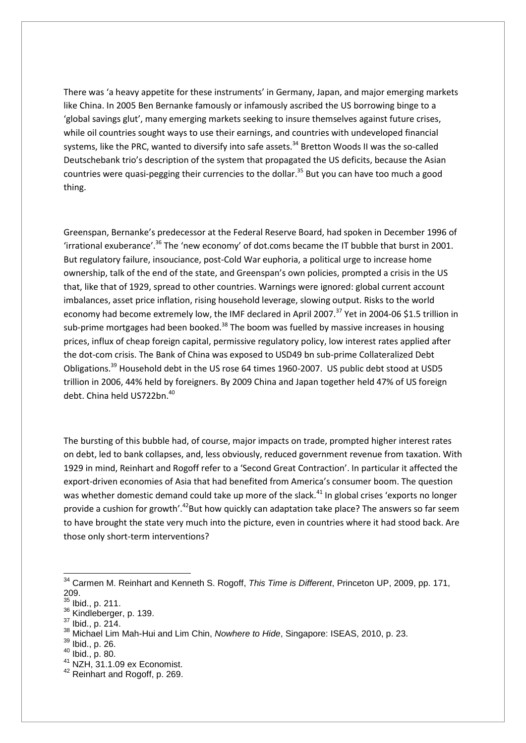There was 'a heavy appetite for these instruments' in Germany, Japan, and major emerging markets like China. In 2005 Ben Bernanke famously or infamously ascribed the US borrowing binge to a 'global savings glut', many emerging markets seeking to insure themselves against future crises, while oil countries sought ways to use their earnings, and countries with undeveloped financial systems, like the PRC, wanted to diversify into safe assets.[34] Bretton Woods II was the so-called Deutschebank trio's description of the system that propagated the US deficits, because the Asian countries were quasi-pegging their currencies to the dollar.[35] But you can have too much a good thing.

Greenspan, Bernanke's predecessor at the Federal Reserve Board, had spoken in December 1996 of 'irrational exuberance'.[36] The 'new economy' of dot.coms became the IT bubble that burst in 2001. But regulatory failure, insouciance, post-Cold War euphoria, a political urge to increase home ownership, talk of the end of the state, and Greenspan's own policies, prompted a crisis in the US that, like that of 1929, spread to other countries. Warnings were ignored: global current account imbalances, asset price inflation, rising household leverage, slowing output. Risks to the world economy had become extremely low, the IMF declared in April 2007.[37] Yet in 2004-06 $1.5 trillion in sub-prime mortgages had been booked.[38] The boom was fuelled by massive increases in housing prices, influx of cheap foreign capital, permissive regulatory policy, low interest rates applied after the dot-com crisis. The Bank of China was exposed to USD49 bn sub-prime Collateralized Debt Obligations.[39] Household debt in the US rose 64 times 1960-2007. US public debt stood at USD5 trillion in 2006, 44% held by foreigners. By 2009 China and Japan together held 47% of US foreign debt. China held US722bn.[40]

The bursting of this bubble had, of course, major impacts on trade, prompted higher interest rates on debt, led to bank collapses, and, less obviously, reduced government revenue from taxation. With 1929 in mind, Reinhart and Rogoff refer to a 'Second Great Contraction'. In particular it affected the export-driven economies of Asia that had benefited from America's consumer boom. The question was whether domestic demand could take up more of the slack.[41] In global crises 'exports no longer provide a cushion for growth'.[42]But how quickly can adaptation take place? The answers so far seem to have brought the state very much into the picture, even in countries where it had stood back. Are those only short-term interventions?

---

[34] Carmen M. Reinhart and Kenneth S. Rogoff, *This Time is Different*, Princeton UP, 2009, pp. 171, 209.

[35] Ibid., p. 211.

[36] Kindleberger, p. 139.

[37] Ibid., p. 214.

[38] Michael Lim Mah-Hui and Lim Chin, *Nowhere to Hide*, Singapore: ISEAS, 2010, p. 23.

[39] Ibid., p. 26.

[40] Ibid., p. 80.

[41] NZH, 31.1.09 ex Economist.

[42] Reinhart and Rogoff, p. 269.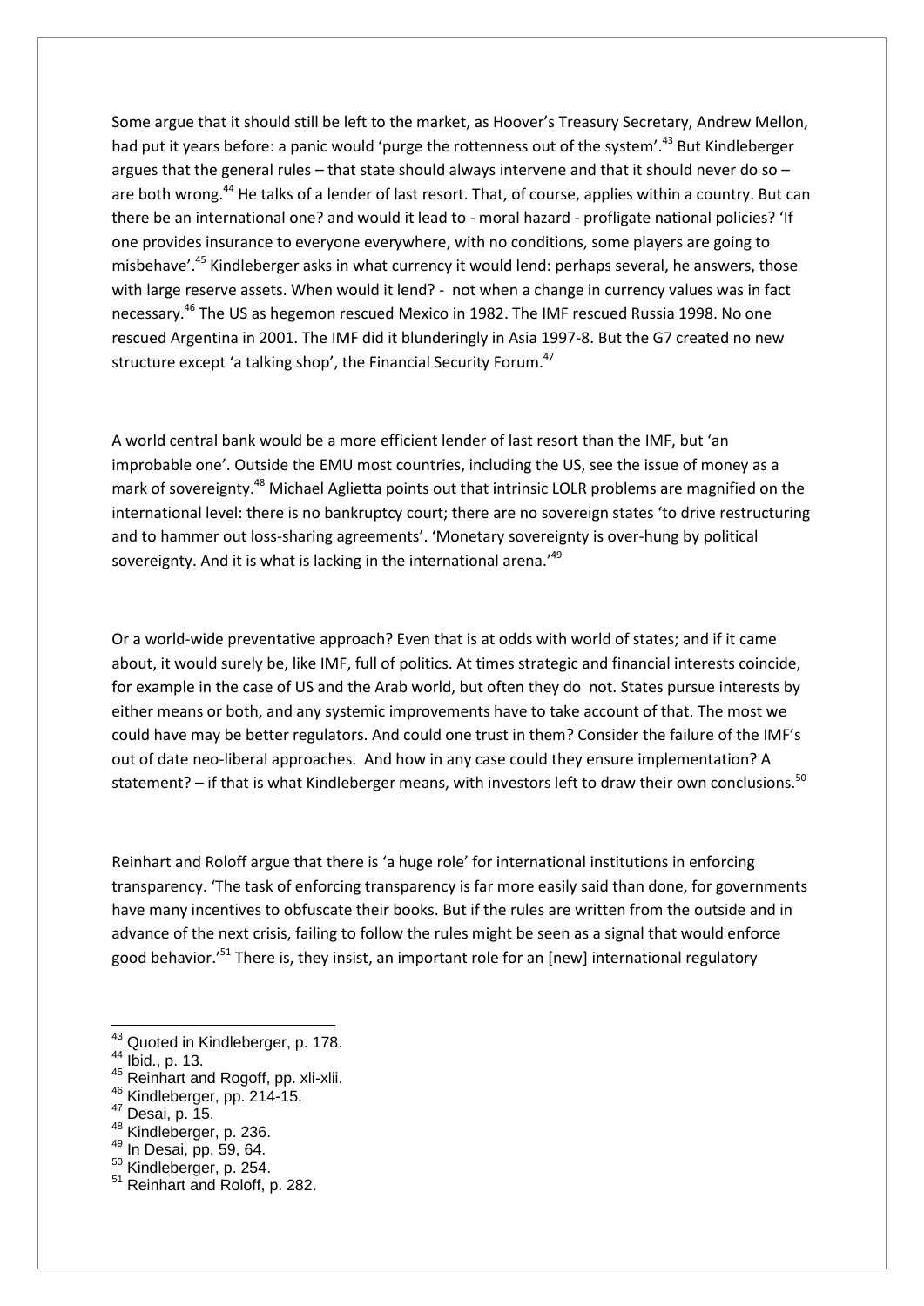Some argue that it should still be left to the market, as Hoover's Treasury Secretary, Andrew Mellon, had put it years before: a panic would 'purge the rottenness out of the system'.[43] But Kindleberger argues that the general rules – that state should always intervene and that it should never do so – are both wrong.[44] He talks of a lender of last resort. That, of course, applies within a country. But can there be an international one? and would it lead to - moral hazard - profligate national policies? 'If one provides insurance to everyone everywhere, with no conditions, some players are going to misbehave'.[45] Kindleberger asks in what currency it would lend: perhaps several, he answers, those with large reserve assets. When would it lend? - not when a change in currency values was in fact necessary.[46] The US as hegemon rescued Mexico in 1982. The IMF rescued Russia 1998. No one rescued Argentina in 2001. The IMF did it blunderingly in Asia 1997-8. But the G7 created no new structure except 'a talking shop', the Financial Security Forum.[47]

A world central bank would be a more efficient lender of last resort than the IMF, but 'an improbable one'. Outside the EMU most countries, including the US, see the issue of money as a mark of sovereignty.[48] Michael Aglietta points out that intrinsic LOLR problems are magnified on the international level: there is no bankruptcy court; there are no sovereign states 'to drive restructuring and to hammer out loss-sharing agreements'. 'Monetary sovereignty is over-hung by political sovereignty. And it is what is lacking in the international arena.'[49]

Or a world-wide preventative approach? Even that is at odds with world of states; and if it came about, it would surely be, like IMF, full of politics. At times strategic and financial interests coincide, for example in the case of US and the Arab world, but often they do not. States pursue interests by either means or both, and any systemic improvements have to take account of that. The most we could have may be better regulators. And could one trust in them? Consider the failure of the IMF's out of date neo-liberal approaches. And how in any case could they ensure implementation? A statement? – if that is what Kindleberger means, with investors left to draw their own conclusions.[50]

Reinhart and Roloff argue that there is 'a huge role' for international institutions in enforcing transparency. 'The task of enforcing transparency is far more easily said than done, for governments have many incentives to obfuscate their books. But if the rules are written from the outside and in advance of the next crisis, failing to follow the rules might be seen as a signal that would enforce good behavior.'[51] There is, they insist, an important role for an [new] international regulatory

---

[43] Quoted in Kindleberger, p. 178.
[44] Ibid., p. 13.
[45] Reinhart and Rogoff, pp. xli-xlii.
[46] Kindleberger, pp. 214-15.
[47] Desai, p. 15.
[48] Kindleberger, p. 236.
[49] In Desai, pp. 59, 64.
[50] Kindleberger, p. 254.
[51] Reinhart and Roloff, p. 282.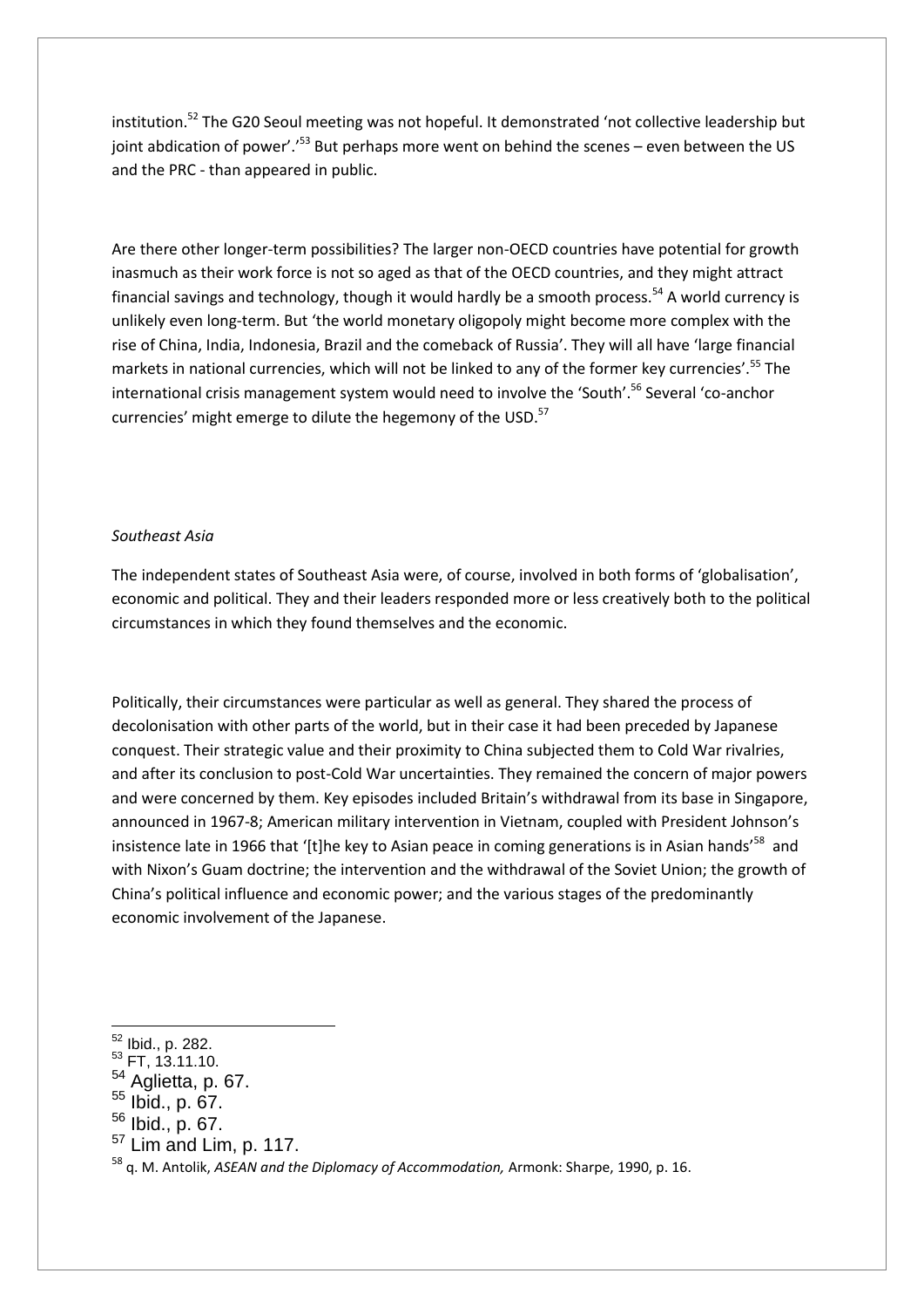institution.[52] The G20 Seoul meeting was not hopeful. It demonstrated 'not collective leadership but joint abdication of power'.'[53] But perhaps more went on behind the scenes – even between the US and the PRC - than appeared in public.

Are there other longer-term possibilities? The larger non-OECD countries have potential for growth inasmuch as their work force is not so aged as that of the OECD countries, and they might attract financial savings and technology, though it would hardly be a smooth process.[54] A world currency is unlikely even long-term. But 'the world monetary oligopoly might become more complex with the rise of China, India, Indonesia, Brazil and the comeback of Russia'. They will all have 'large financial markets in national currencies, which will not be linked to any of the former key currencies'.[55] The international crisis management system would need to involve the 'South'.[56] Several 'co-anchor currencies' might emerge to dilute the hegemony of the USD.[57]

*Southeast Asia*

The independent states of Southeast Asia were, of course, involved in both forms of 'globalisation', economic and political. They and their leaders responded more or less creatively both to the political circumstances in which they found themselves and the economic.

Politically, their circumstances were particular as well as general. They shared the process of decolonisation with other parts of the world, but in their case it had been preceded by Japanese conquest. Their strategic value and their proximity to China subjected them to Cold War rivalries, and after its conclusion to post-Cold War uncertainties. They remained the concern of major powers and were concerned by them. Key episodes included Britain's withdrawal from its base in Singapore, announced in 1967-8; American military intervention in Vietnam, coupled with President Johnson's insistence late in 1966 that '[t]he key to Asian peace in coming generations is in Asian hands'[58] and with Nixon's Guam doctrine; the intervention and the withdrawal of the Soviet Union; the growth of China's political influence and economic power; and the various stages of the predominantly economic involvement of the Japanese.

---

[52] Ibid., p. 282.
[53] FT, 13.11.10.
[54] Aglietta, p. 67.
[55] Ibid., p. 67.
[56] Ibid., p. 67.
[57] Lim and Lim, p. 117.
[58] q. M. Antolik, *ASEAN and the Diplomacy of Accommodation,* Armonk: Sharpe, 1990, p. 16.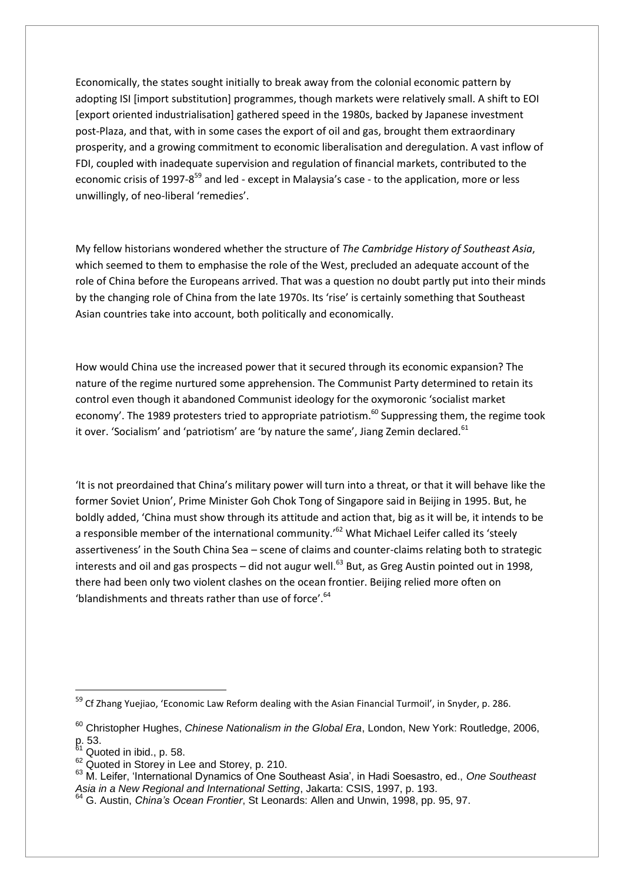Economically, the states sought initially to break away from the colonial economic pattern by adopting ISI [import substitution] programmes, though markets were relatively small. A shift to EOI [export oriented industrialisation] gathered speed in the 1980s, backed by Japanese investment post-Plaza, and that, with in some cases the export of oil and gas, brought them extraordinary prosperity, and a growing commitment to economic liberalisation and deregulation. A vast inflow of FDI, coupled with inadequate supervision and regulation of financial markets, contributed to the economic crisis of 1997-8[59] and led - except in Malaysia's case - to the application, more or less unwillingly, of neo-liberal 'remedies'.

My fellow historians wondered whether the structure of *The Cambridge History of Southeast Asia*, which seemed to them to emphasise the role of the West, precluded an adequate account of the role of China before the Europeans arrived. That was a question no doubt partly put into their minds by the changing role of China from the late 1970s. Its 'rise' is certainly something that Southeast Asian countries take into account, both politically and economically.

How would China use the increased power that it secured through its economic expansion? The nature of the regime nurtured some apprehension. The Communist Party determined to retain its control even though it abandoned Communist ideology for the oxymoronic 'socialist market economy'. The 1989 protesters tried to appropriate patriotism.[60] Suppressing them, the regime took it over. 'Socialism' and 'patriotism' are 'by nature the same', Jiang Zemin declared.[61]

'It is not preordained that China's military power will turn into a threat, or that it will behave like the former Soviet Union', Prime Minister Goh Chok Tong of Singapore said in Beijing in 1995. But, he boldly added, 'China must show through its attitude and action that, big as it will be, it intends to be a responsible member of the international community.'[62] What Michael Leifer called its 'steely assertiveness' in the South China Sea – scene of claims and counter-claims relating both to strategic interests and oil and gas prospects – did not augur well.[63] But, as Greg Austin pointed out in 1998, there had been only two violent clashes on the ocean frontier. Beijing relied more often on 'blandishments and threats rather than use of force'.[64]

---

[59] Cf Zhang Yuejiao, 'Economic Law Reform dealing with the Asian Financial Turmoil', in Snyder, p. 286.

[60] Christopher Hughes, *Chinese Nationalism in the Global Era*, London, New York: Routledge, 2006, p. 53.

[61] Quoted in ibid., p. 58.

[62] Quoted in Storey in Lee and Storey, p. 210.

[63] M. Leifer, 'International Dynamics of One Southeast Asia', in Hadi Soesastro, ed., *One Southeast Asia in a New Regional and International Setting*, Jakarta: CSIS, 1997, p. 193.

[64] G. Austin, *China's Ocean Frontier*, St Leonards: Allen and Unwin, 1998, pp. 95, 97.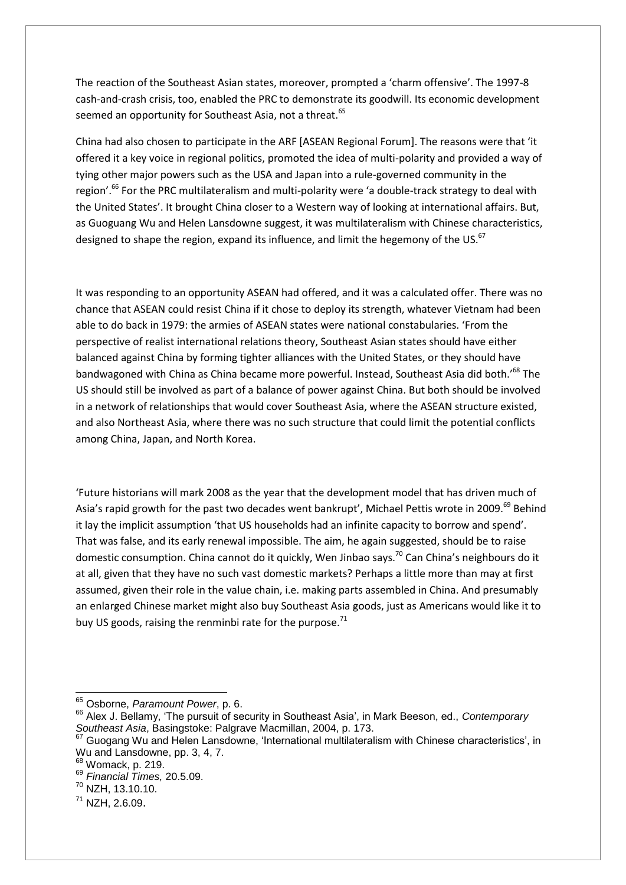The reaction of the Southeast Asian states, moreover, prompted a 'charm offensive'. The 1997-8 cash-and-crash crisis, too, enabled the PRC to demonstrate its goodwill. Its economic development seemed an opportunity for Southeast Asia, not a threat.[65]

China had also chosen to participate in the ARF [ASEAN Regional Forum]. The reasons were that 'it offered it a key voice in regional politics, promoted the idea of multi-polarity and provided a way of tying other major powers such as the USA and Japan into a rule-governed community in the region'.[66] For the PRC multilateralism and multi-polarity were 'a double-track strategy to deal with the United States'. It brought China closer to a Western way of looking at international affairs. But, as Guoguang Wu and Helen Lansdowne suggest, it was multilateralism with Chinese characteristics, designed to shape the region, expand its influence, and limit the hegemony of the US.[67]

It was responding to an opportunity ASEAN had offered, and it was a calculated offer. There was no chance that ASEAN could resist China if it chose to deploy its strength, whatever Vietnam had been able to do back in 1979: the armies of ASEAN states were national constabularies. 'From the perspective of realist international relations theory, Southeast Asian states should have either balanced against China by forming tighter alliances with the United States, or they should have bandwagoned with China as China became more powerful. Instead, Southeast Asia did both.'[68] The US should still be involved as part of a balance of power against China. But both should be involved in a network of relationships that would cover Southeast Asia, where the ASEAN structure existed, and also Northeast Asia, where there was no such structure that could limit the potential conflicts among China, Japan, and North Korea.

'Future historians will mark 2008 as the year that the development model that has driven much of Asia's rapid growth for the past two decades went bankrupt', Michael Pettis wrote in 2009.[69] Behind it lay the implicit assumption 'that US households had an infinite capacity to borrow and spend'. That was false, and its early renewal impossible. The aim, he again suggested, should be to raise domestic consumption. China cannot do it quickly, Wen Jinbao says.[70] Can China's neighbours do it at all, given that they have no such vast domestic markets? Perhaps a little more than may at first assumed, given their role in the value chain, i.e. making parts assembled in China. And presumably an enlarged Chinese market might also buy Southeast Asia goods, just as Americans would like it to buy US goods, raising the renminbi rate for the purpose.[71]

---

[65] Osborne, *Paramount Power*, p. 6.

[66] Alex J. Bellamy, 'The pursuit of security in Southeast Asia', in Mark Beeson, ed., *Contemporary Southeast Asia*, Basingstoke: Palgrave Macmillan, 2004, p. 173.

[67] Guogang Wu and Helen Lansdowne, 'International multilateralism with Chinese characteristics', in Wu and Lansdowne, pp. 3, 4, 7.

[68] Womack, p. 219.

[69] *Financial Times,* 20.5.09.

[70] NZH, 13.10.10.

[71] NZH, 2.6.09.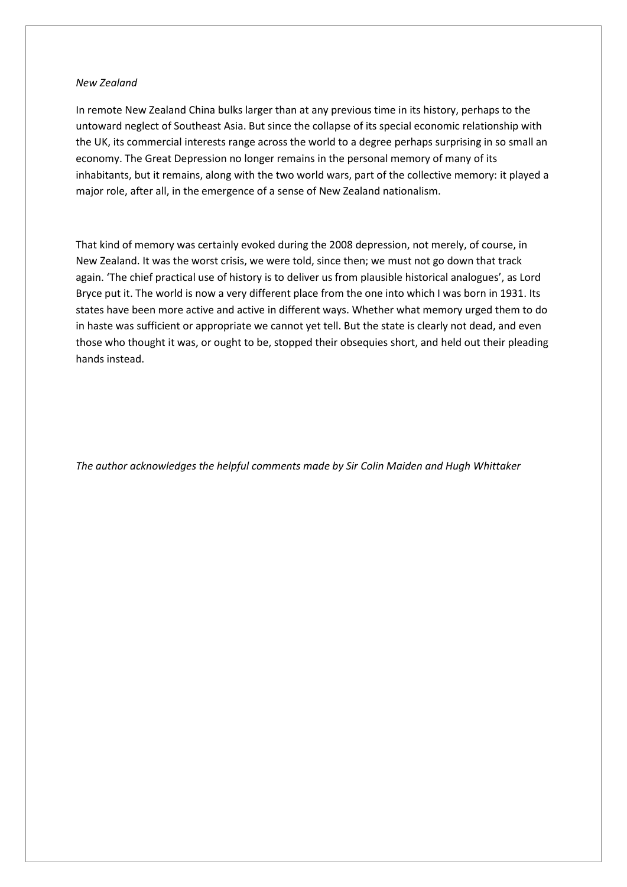*New Zealand*

In remote New Zealand China bulks larger than at any previous time in its history, perhaps to the untoward neglect of Southeast Asia. But since the collapse of its special economic relationship with the UK, its commercial interests range across the world to a degree perhaps surprising in so small an economy. The Great Depression no longer remains in the personal memory of many of its inhabitants, but it remains, along with the two world wars, part of the collective memory: it played a major role, after all, in the emergence of a sense of New Zealand nationalism.

That kind of memory was certainly evoked during the 2008 depression, not merely, of course, in New Zealand. It was the worst crisis, we were told, since then; we must not go down that track again. 'The chief practical use of history is to deliver us from plausible historical analogues', as Lord Bryce put it. The world is now a very different place from the one into which I was born in 1931. Its states have been more active and active in different ways. Whether what memory urged them to do in haste was sufficient or appropriate we cannot yet tell. But the state is clearly not dead, and even those who thought it was, or ought to be, stopped their obsequies short, and held out their pleading hands instead.

*The author acknowledges the helpful comments made by Sir Colin Maiden and Hugh Whittaker*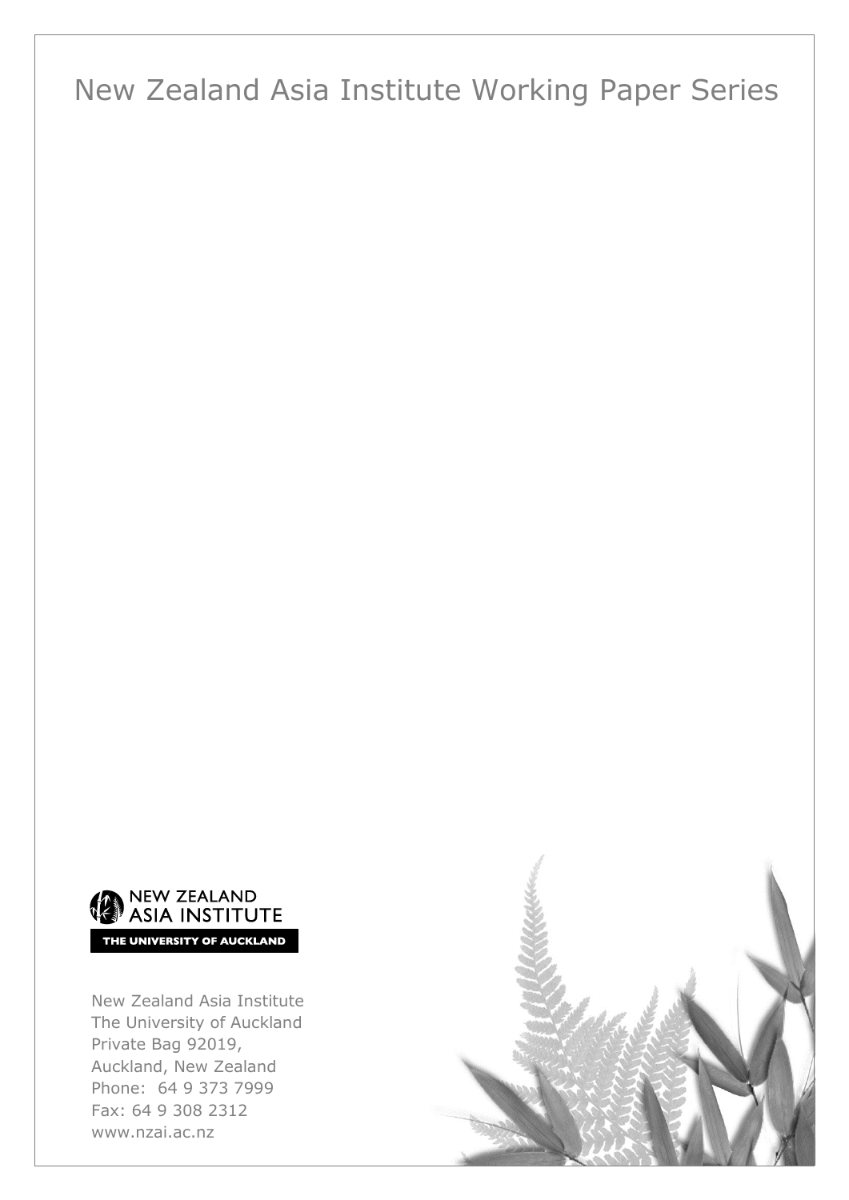# New Zealand Asia Institute Working Paper Series

NEW ZEALAND
ASIA INSTITUTE
THE UNIVERSITY OF AUCKLAND

New Zealand Asia Institute
The University of Auckland
Private Bag 92019,
Auckland, New Zealand
Phone: 64 9 373 7999
Fax: 64 9 308 2312
www.nzai.ac.nz